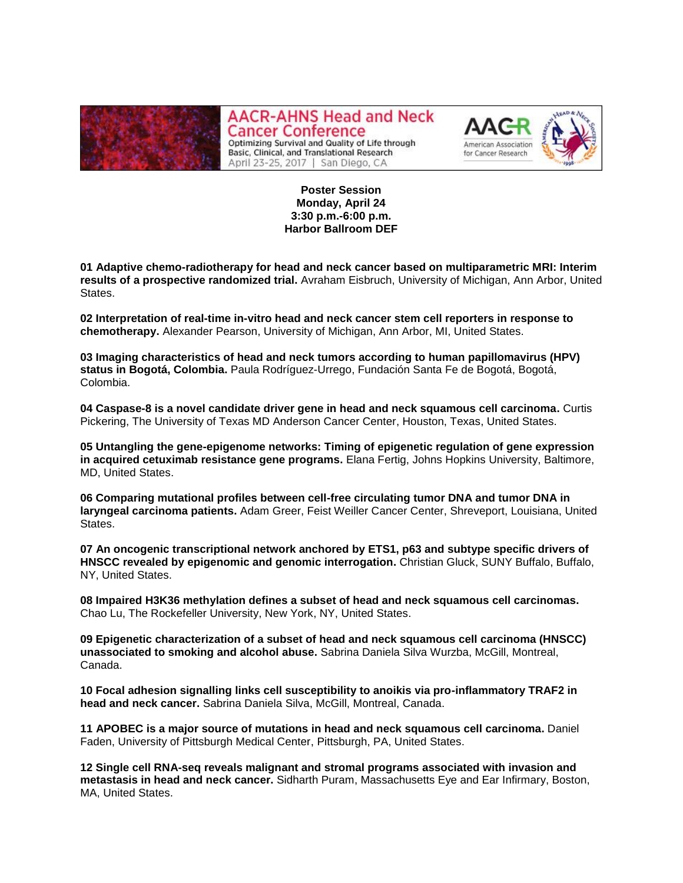# AACR-AHNS Head and Neck Cancer Conference

Optimizing Survival and Quality of Life through Basic, Clinical, and Translational Research
April 23-25, 2017 | San Diego, CA

AACR American Association for Cancer Research

**Poster Session**
**Monday, April 24**
**3:30 p.m.-6:00 p.m.**
**Harbor Ballroom DEF**

**01 Adaptive chemo-radiotherapy for head and neck cancer based on multiparametric MRI: Interim results of a prospective randomized trial.** Avraham Eisbruch, University of Michigan, Ann Arbor, United States.

**02 Interpretation of real-time in-vitro head and neck cancer stem cell reporters in response to chemotherapy.** Alexander Pearson, University of Michigan, Ann Arbor, MI, United States.

**03 Imaging characteristics of head and neck tumors according to human papillomavirus (HPV) status in Bogotá, Colombia.** Paula Rodríguez-Urrego, Fundación Santa Fe de Bogotá, Bogotá, Colombia.

**04 Caspase-8 is a novel candidate driver gene in head and neck squamous cell carcinoma.** Curtis Pickering, The University of Texas MD Anderson Cancer Center, Houston, Texas, United States.

**05 Untangling the gene-epigenome networks: Timing of epigenetic regulation of gene expression in acquired cetuximab resistance gene programs.** Elana Fertig, Johns Hopkins University, Baltimore, MD, United States.

**06 Comparing mutational profiles between cell-free circulating tumor DNA and tumor DNA in laryngeal carcinoma patients.** Adam Greer, Feist Weiller Cancer Center, Shreveport, Louisiana, United States.

**07 An oncogenic transcriptional network anchored by ETS1, p63 and subtype specific drivers of HNSCC revealed by epigenomic and genomic interrogation.** Christian Gluck, SUNY Buffalo, Buffalo, NY, United States.

**08 Impaired H3K36 methylation defines a subset of head and neck squamous cell carcinomas.** Chao Lu, The Rockefeller University, New York, NY, United States.

**09 Epigenetic characterization of a subset of head and neck squamous cell carcinoma (HNSCC) unassociated to smoking and alcohol abuse.** Sabrina Daniela Silva Wurzba, McGill, Montreal, Canada.

**10 Focal adhesion signalling links cell susceptibility to anoikis via pro-inflammatory TRAF2 in head and neck cancer.** Sabrina Daniela Silva, McGill, Montreal, Canada.

**11 APOBEC is a major source of mutations in head and neck squamous cell carcinoma.** Daniel Faden, University of Pittsburgh Medical Center, Pittsburgh, PA, United States.

**12 Single cell RNA-seq reveals malignant and stromal programs associated with invasion and metastasis in head and neck cancer.** Sidharth Puram, Massachusetts Eye and Ear Infirmary, Boston, MA, United States.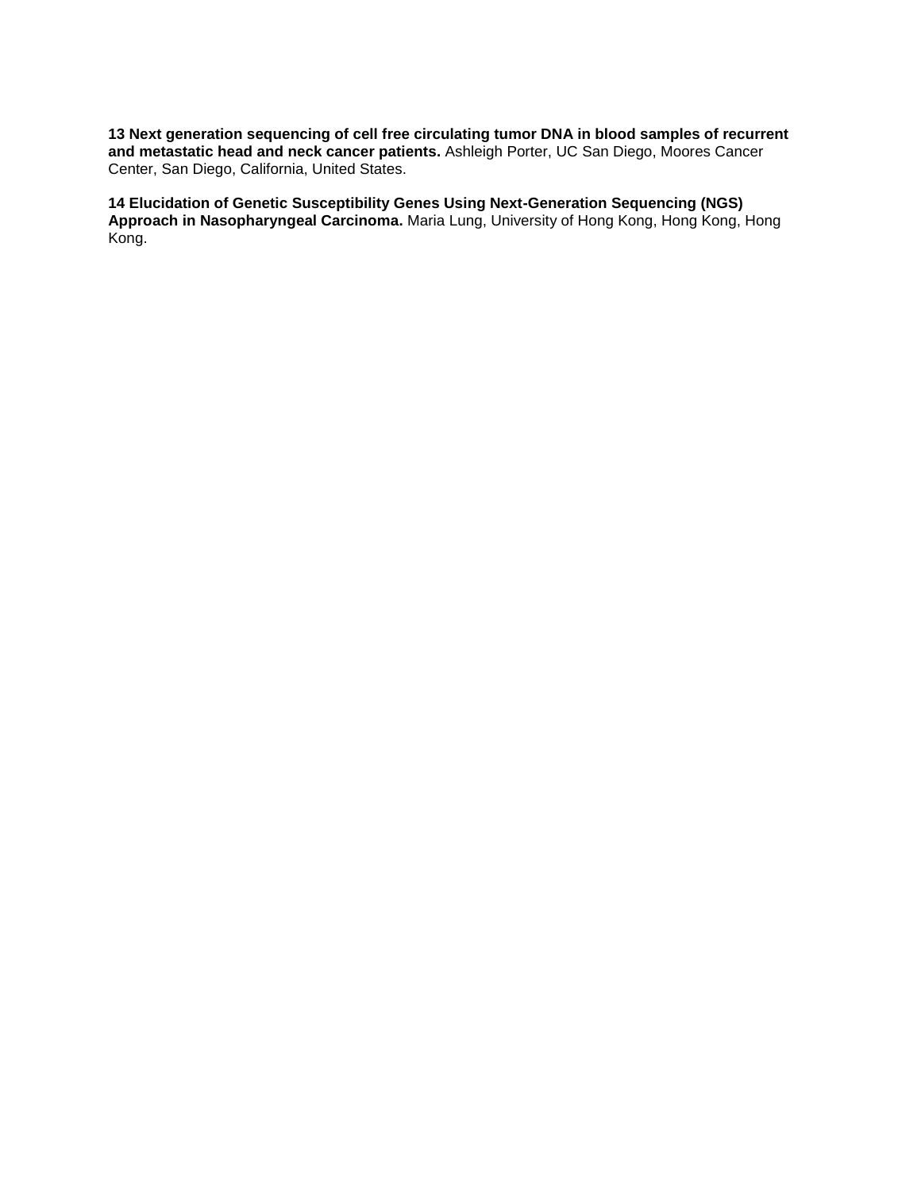**13 Next generation sequencing of cell free circulating tumor DNA in blood samples of recurrent and metastatic head and neck cancer patients.** Ashleigh Porter, UC San Diego, Moores Cancer Center, San Diego, California, United States.

**14 Elucidation of Genetic Susceptibility Genes Using Next-Generation Sequencing (NGS) Approach in Nasopharyngeal Carcinoma.** Maria Lung, University of Hong Kong, Hong Kong, Hong Kong.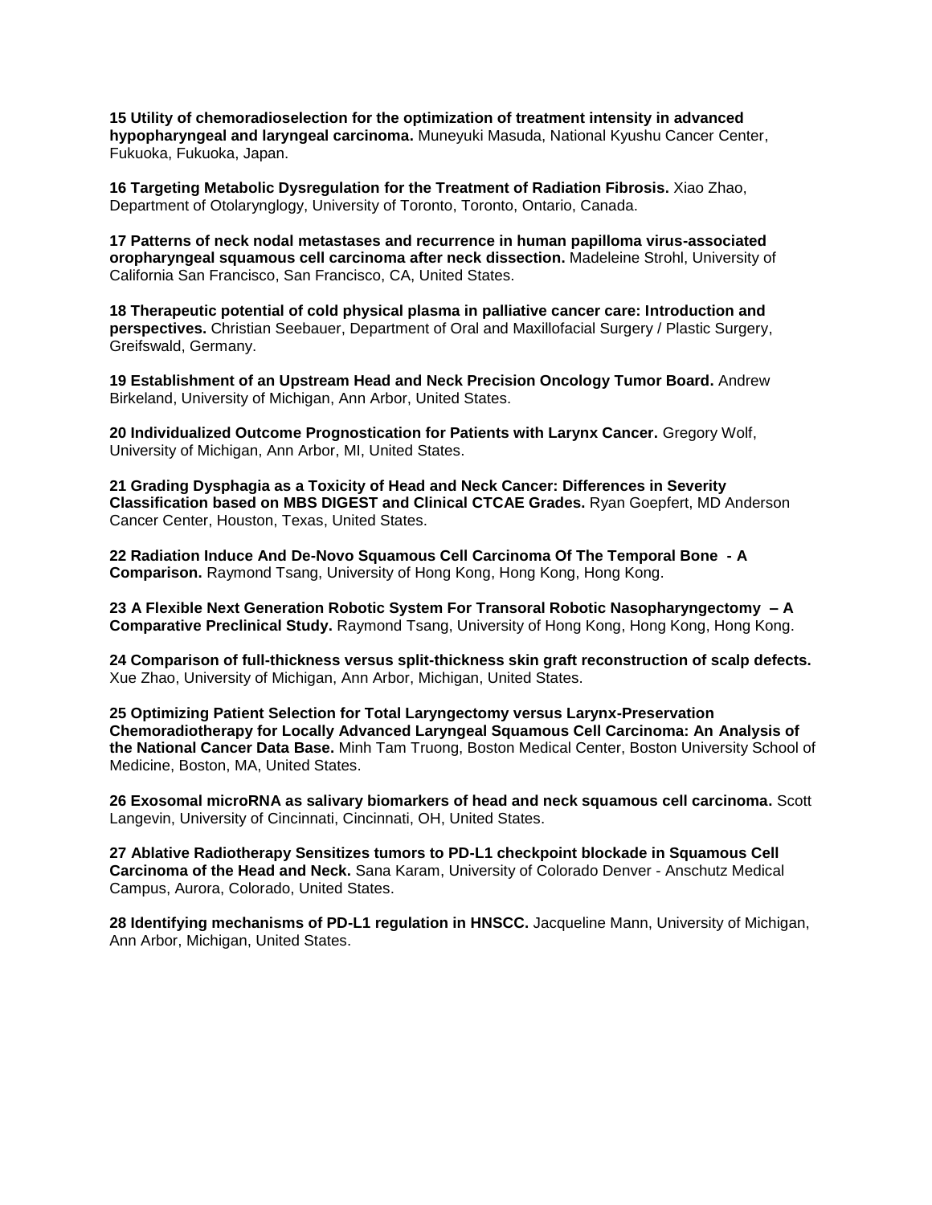**15 Utility of chemoradioselection for the optimization of treatment intensity in advanced hypopharyngeal and laryngeal carcinoma.** Muneyuki Masuda, National Kyushu Cancer Center, Fukuoka, Fukuoka, Japan.

**16 Targeting Metabolic Dysregulation for the Treatment of Radiation Fibrosis.** Xiao Zhao, Department of Otolarynglogy, University of Toronto, Toronto, Ontario, Canada.

**17 Patterns of neck nodal metastases and recurrence in human papilloma virus-associated oropharyngeal squamous cell carcinoma after neck dissection.** Madeleine Strohl, University of California San Francisco, San Francisco, CA, United States.

**18 Therapeutic potential of cold physical plasma in palliative cancer care: Introduction and perspectives.** Christian Seebauer, Department of Oral and Maxillofacial Surgery / Plastic Surgery, Greifswald, Germany.

**19 Establishment of an Upstream Head and Neck Precision Oncology Tumor Board.** Andrew Birkeland, University of Michigan, Ann Arbor, United States.

**20 Individualized Outcome Prognostication for Patients with Larynx Cancer.** Gregory Wolf, University of Michigan, Ann Arbor, MI, United States.

**21 Grading Dysphagia as a Toxicity of Head and Neck Cancer: Differences in Severity Classification based on MBS DIGEST and Clinical CTCAE Grades.** Ryan Goepfert, MD Anderson Cancer Center, Houston, Texas, United States.

**22 Radiation Induce And De-Novo Squamous Cell Carcinoma Of The Temporal Bone - A Comparison.** Raymond Tsang, University of Hong Kong, Hong Kong, Hong Kong.

**23 A Flexible Next Generation Robotic System For Transoral Robotic Nasopharyngectomy – A Comparative Preclinical Study.** Raymond Tsang, University of Hong Kong, Hong Kong, Hong Kong.

**24 Comparison of full-thickness versus split-thickness skin graft reconstruction of scalp defects.** Xue Zhao, University of Michigan, Ann Arbor, Michigan, United States.

**25 Optimizing Patient Selection for Total Laryngectomy versus Larynx-Preservation Chemoradiotherapy for Locally Advanced Laryngeal Squamous Cell Carcinoma: An Analysis of the National Cancer Data Base.** Minh Tam Truong, Boston Medical Center, Boston University School of Medicine, Boston, MA, United States.

**26 Exosomal microRNA as salivary biomarkers of head and neck squamous cell carcinoma.** Scott Langevin, University of Cincinnati, Cincinnati, OH, United States.

**27 Ablative Radiotherapy Sensitizes tumors to PD-L1 checkpoint blockade in Squamous Cell Carcinoma of the Head and Neck.** Sana Karam, University of Colorado Denver - Anschutz Medical Campus, Aurora, Colorado, United States.

**28 Identifying mechanisms of PD-L1 regulation in HNSCC.** Jacqueline Mann, University of Michigan, Ann Arbor, Michigan, United States.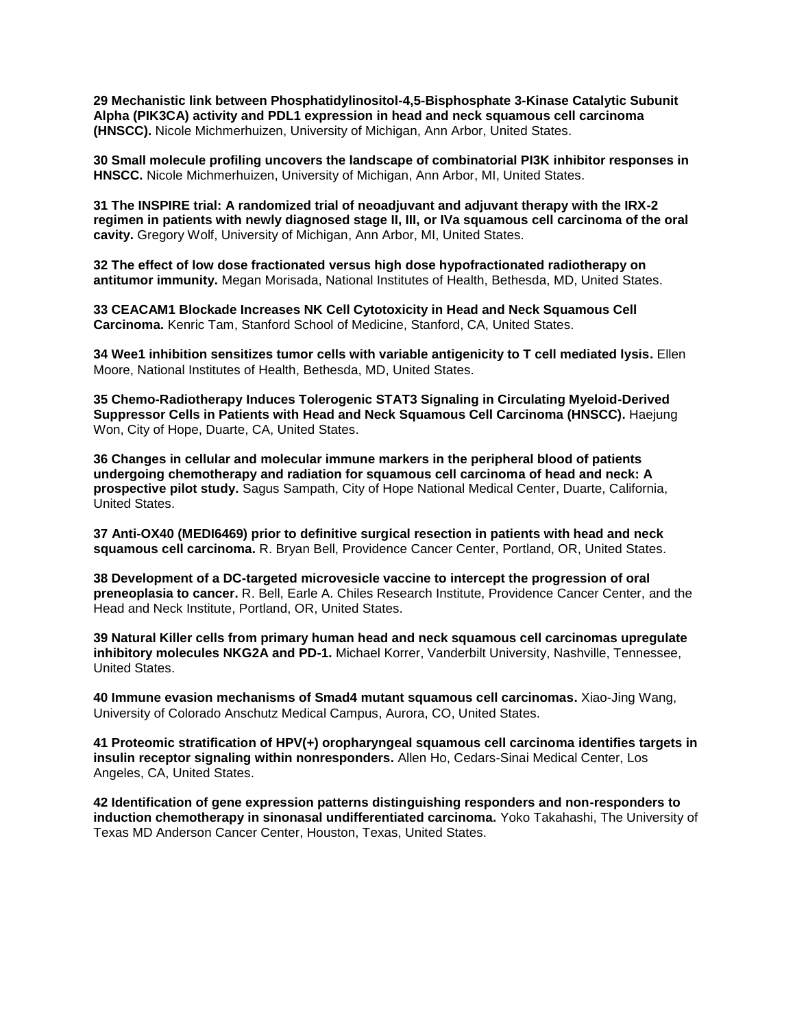**29 Mechanistic link between Phosphatidylinositol-4,5-Bisphosphate 3-Kinase Catalytic Subunit Alpha (PIK3CA) activity and PDL1 expression in head and neck squamous cell carcinoma (HNSCC).** Nicole Michmerhuizen, University of Michigan, Ann Arbor, United States.

**30 Small molecule profiling uncovers the landscape of combinatorial PI3K inhibitor responses in HNSCC.** Nicole Michmerhuizen, University of Michigan, Ann Arbor, MI, United States.

**31 The INSPIRE trial: A randomized trial of neoadjuvant and adjuvant therapy with the IRX-2 regimen in patients with newly diagnosed stage II, III, or IVa squamous cell carcinoma of the oral cavity.** Gregory Wolf, University of Michigan, Ann Arbor, MI, United States.

**32 The effect of low dose fractionated versus high dose hypofractionated radiotherapy on antitumor immunity.** Megan Morisada, National Institutes of Health, Bethesda, MD, United States.

**33 CEACAM1 Blockade Increases NK Cell Cytotoxicity in Head and Neck Squamous Cell Carcinoma.** Kenric Tam, Stanford School of Medicine, Stanford, CA, United States.

**34 Wee1 inhibition sensitizes tumor cells with variable antigenicity to T cell mediated lysis.** Ellen Moore, National Institutes of Health, Bethesda, MD, United States.

**35 Chemo-Radiotherapy Induces Tolerogenic STAT3 Signaling in Circulating Myeloid-Derived Suppressor Cells in Patients with Head and Neck Squamous Cell Carcinoma (HNSCC).** Haejung Won, City of Hope, Duarte, CA, United States.

**36 Changes in cellular and molecular immune markers in the peripheral blood of patients undergoing chemotherapy and radiation for squamous cell carcinoma of head and neck: A prospective pilot study.** Sagus Sampath, City of Hope National Medical Center, Duarte, California, United States.

**37 Anti-OX40 (MEDI6469) prior to definitive surgical resection in patients with head and neck squamous cell carcinoma.** R. Bryan Bell, Providence Cancer Center, Portland, OR, United States.

**38 Development of a DC-targeted microvesicle vaccine to intercept the progression of oral preneoplasia to cancer.** R. Bell, Earle A. Chiles Research Institute, Providence Cancer Center, and the Head and Neck Institute, Portland, OR, United States.

**39 Natural Killer cells from primary human head and neck squamous cell carcinomas upregulate inhibitory molecules NKG2A and PD-1.** Michael Korrer, Vanderbilt University, Nashville, Tennessee, United States.

**40 Immune evasion mechanisms of Smad4 mutant squamous cell carcinomas.** Xiao-Jing Wang, University of Colorado Anschutz Medical Campus, Aurora, CO, United States.

**41 Proteomic stratification of HPV(+) oropharyngeal squamous cell carcinoma identifies targets in insulin receptor signaling within nonresponders.** Allen Ho, Cedars-Sinai Medical Center, Los Angeles, CA, United States.

**42 Identification of gene expression patterns distinguishing responders and non-responders to induction chemotherapy in sinonasal undifferentiated carcinoma.** Yoko Takahashi, The University of Texas MD Anderson Cancer Center, Houston, Texas, United States.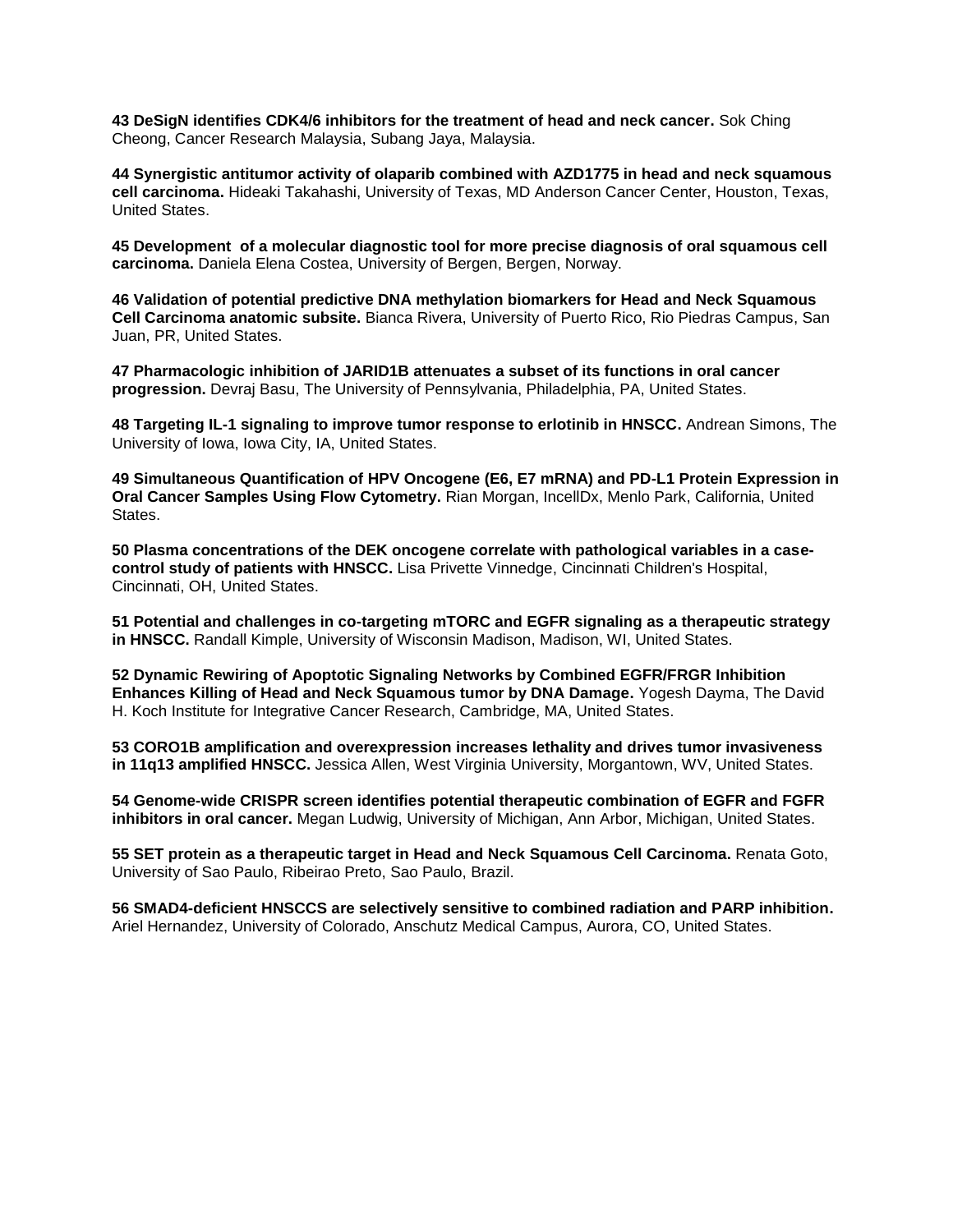**43 DeSigN identifies CDK4/6 inhibitors for the treatment of head and neck cancer.** Sok Ching Cheong, Cancer Research Malaysia, Subang Jaya, Malaysia.

**44 Synergistic antitumor activity of olaparib combined with AZD1775 in head and neck squamous cell carcinoma.** Hideaki Takahashi, University of Texas, MD Anderson Cancer Center, Houston, Texas, United States.

**45 Development of a molecular diagnostic tool for more precise diagnosis of oral squamous cell carcinoma.** Daniela Elena Costea, University of Bergen, Bergen, Norway.

**46 Validation of potential predictive DNA methylation biomarkers for Head and Neck Squamous Cell Carcinoma anatomic subsite.** Bianca Rivera, University of Puerto Rico, Rio Piedras Campus, San Juan, PR, United States.

**47 Pharmacologic inhibition of JARID1B attenuates a subset of its functions in oral cancer progression.** Devraj Basu, The University of Pennsylvania, Philadelphia, PA, United States.

**48 Targeting IL-1 signaling to improve tumor response to erlotinib in HNSCC.** Andrean Simons, The University of Iowa, Iowa City, IA, United States.

**49 Simultaneous Quantification of HPV Oncogene (E6, E7 mRNA) and PD-L1 Protein Expression in Oral Cancer Samples Using Flow Cytometry.** Rian Morgan, IncellDx, Menlo Park, California, United States.

**50 Plasma concentrations of the DEK oncogene correlate with pathological variables in a case-control study of patients with HNSCC.** Lisa Privette Vinnedge, Cincinnati Children's Hospital, Cincinnati, OH, United States.

**51 Potential and challenges in co-targeting mTORC and EGFR signaling as a therapeutic strategy in HNSCC.** Randall Kimple, University of Wisconsin Madison, Madison, WI, United States.

**52 Dynamic Rewiring of Apoptotic Signaling Networks by Combined EGFR/FRGR Inhibition Enhances Killing of Head and Neck Squamous tumor by DNA Damage.** Yogesh Dayma, The David H. Koch Institute for Integrative Cancer Research, Cambridge, MA, United States.

**53 CORO1B amplification and overexpression increases lethality and drives tumor invasiveness in 11q13 amplified HNSCC.** Jessica Allen, West Virginia University, Morgantown, WV, United States.

**54 Genome-wide CRISPR screen identifies potential therapeutic combination of EGFR and FGFR inhibitors in oral cancer.** Megan Ludwig, University of Michigan, Ann Arbor, Michigan, United States.

**55 SET protein as a therapeutic target in Head and Neck Squamous Cell Carcinoma.** Renata Goto, University of Sao Paulo, Ribeirao Preto, Sao Paulo, Brazil.

**56 SMAD4-deficient HNSCCS are selectively sensitive to combined radiation and PARP inhibition.** Ariel Hernandez, University of Colorado, Anschutz Medical Campus, Aurora, CO, United States.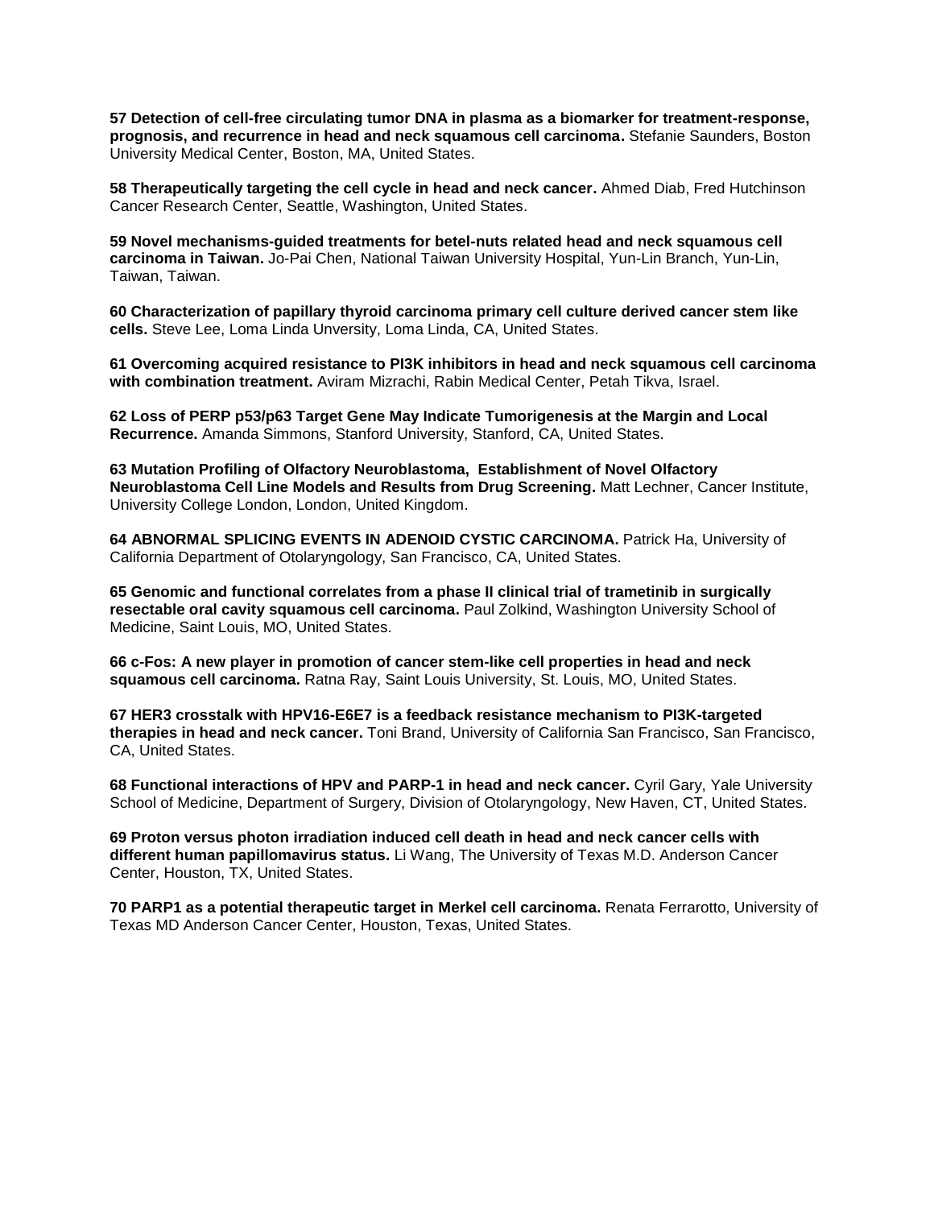**57 Detection of cell-free circulating tumor DNA in plasma as a biomarker for treatment-response, prognosis, and recurrence in head and neck squamous cell carcinoma.** Stefanie Saunders, Boston University Medical Center, Boston, MA, United States.

**58 Therapeutically targeting the cell cycle in head and neck cancer.** Ahmed Diab, Fred Hutchinson Cancer Research Center, Seattle, Washington, United States.

**59 Novel mechanisms-guided treatments for betel-nuts related head and neck squamous cell carcinoma in Taiwan.** Jo-Pai Chen, National Taiwan University Hospital, Yun-Lin Branch, Yun-Lin, Taiwan, Taiwan.

**60 Characterization of papillary thyroid carcinoma primary cell culture derived cancer stem like cells.** Steve Lee, Loma Linda Unversity, Loma Linda, CA, United States.

**61 Overcoming acquired resistance to PI3K inhibitors in head and neck squamous cell carcinoma with combination treatment.** Aviram Mizrachi, Rabin Medical Center, Petah Tikva, Israel.

**62 Loss of PERP p53/p63 Target Gene May Indicate Tumorigenesis at the Margin and Local Recurrence.** Amanda Simmons, Stanford University, Stanford, CA, United States.

**63 Mutation Profiling of Olfactory Neuroblastoma, Establishment of Novel Olfactory Neuroblastoma Cell Line Models and Results from Drug Screening.** Matt Lechner, Cancer Institute, University College London, London, United Kingdom.

**64 ABNORMAL SPLICING EVENTS IN ADENOID CYSTIC CARCINOMA.** Patrick Ha, University of California Department of Otolaryngology, San Francisco, CA, United States.

**65 Genomic and functional correlates from a phase II clinical trial of trametinib in surgically resectable oral cavity squamous cell carcinoma.** Paul Zolkind, Washington University School of Medicine, Saint Louis, MO, United States.

**66 c-Fos: A new player in promotion of cancer stem-like cell properties in head and neck squamous cell carcinoma.** Ratna Ray, Saint Louis University, St. Louis, MO, United States.

**67 HER3 crosstalk with HPV16-E6E7 is a feedback resistance mechanism to PI3K-targeted therapies in head and neck cancer.** Toni Brand, University of California San Francisco, San Francisco, CA, United States.

**68 Functional interactions of HPV and PARP-1 in head and neck cancer.** Cyril Gary, Yale University School of Medicine, Department of Surgery, Division of Otolaryngology, New Haven, CT, United States.

**69 Proton versus photon irradiation induced cell death in head and neck cancer cells with different human papillomavirus status.** Li Wang, The University of Texas M.D. Anderson Cancer Center, Houston, TX, United States.

**70 PARP1 as a potential therapeutic target in Merkel cell carcinoma.** Renata Ferrarotto, University of Texas MD Anderson Cancer Center, Houston, Texas, United States.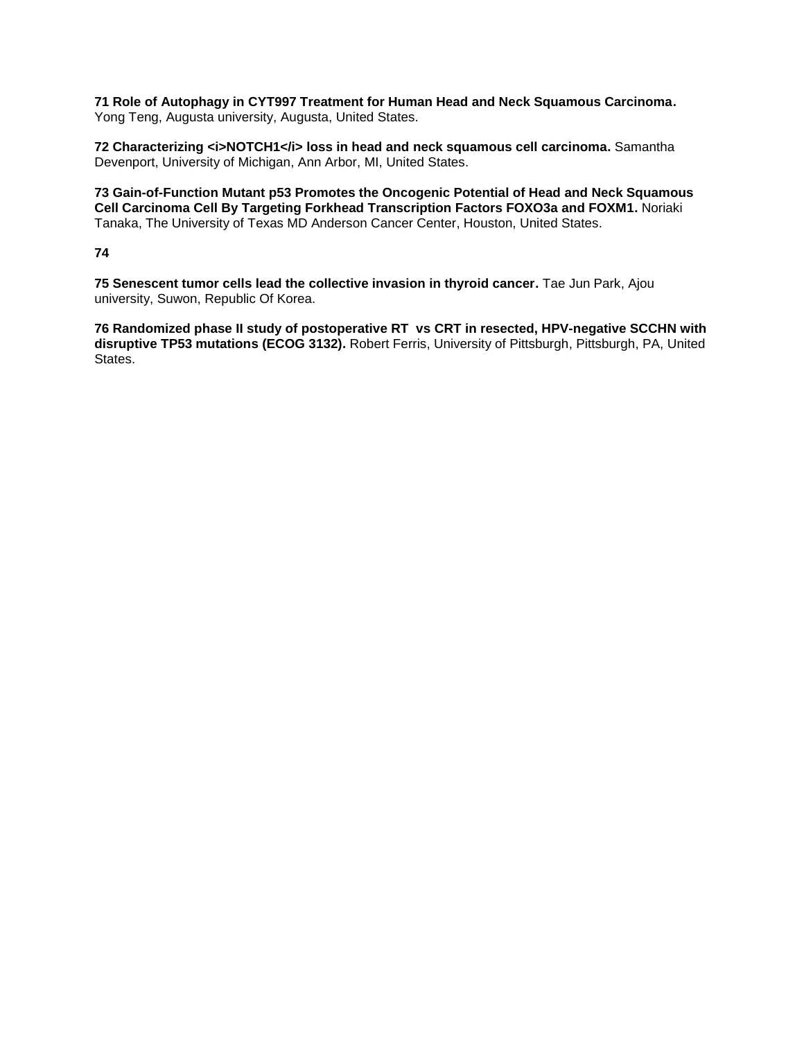**71 Role of Autophagy in CYT997 Treatment for Human Head and Neck Squamous Carcinoma.** Yong Teng, Augusta university, Augusta, United States.

**72 Characterizing <i>NOTCH1</i> loss in head and neck squamous cell carcinoma.** Samantha Devenport, University of Michigan, Ann Arbor, MI, United States.

**73 Gain-of-Function Mutant p53 Promotes the Oncogenic Potential of Head and Neck Squamous Cell Carcinoma Cell By Targeting Forkhead Transcription Factors FOXO3a and FOXM1.** Noriaki Tanaka, The University of Texas MD Anderson Cancer Center, Houston, United States.

**74**

**75 Senescent tumor cells lead the collective invasion in thyroid cancer.** Tae Jun Park, Ajou university, Suwon, Republic Of Korea.

**76 Randomized phase II study of postoperative RT vs CRT in resected, HPV-negative SCCHN with disruptive TP53 mutations (ECOG 3132).** Robert Ferris, University of Pittsburgh, Pittsburgh, PA, United States.